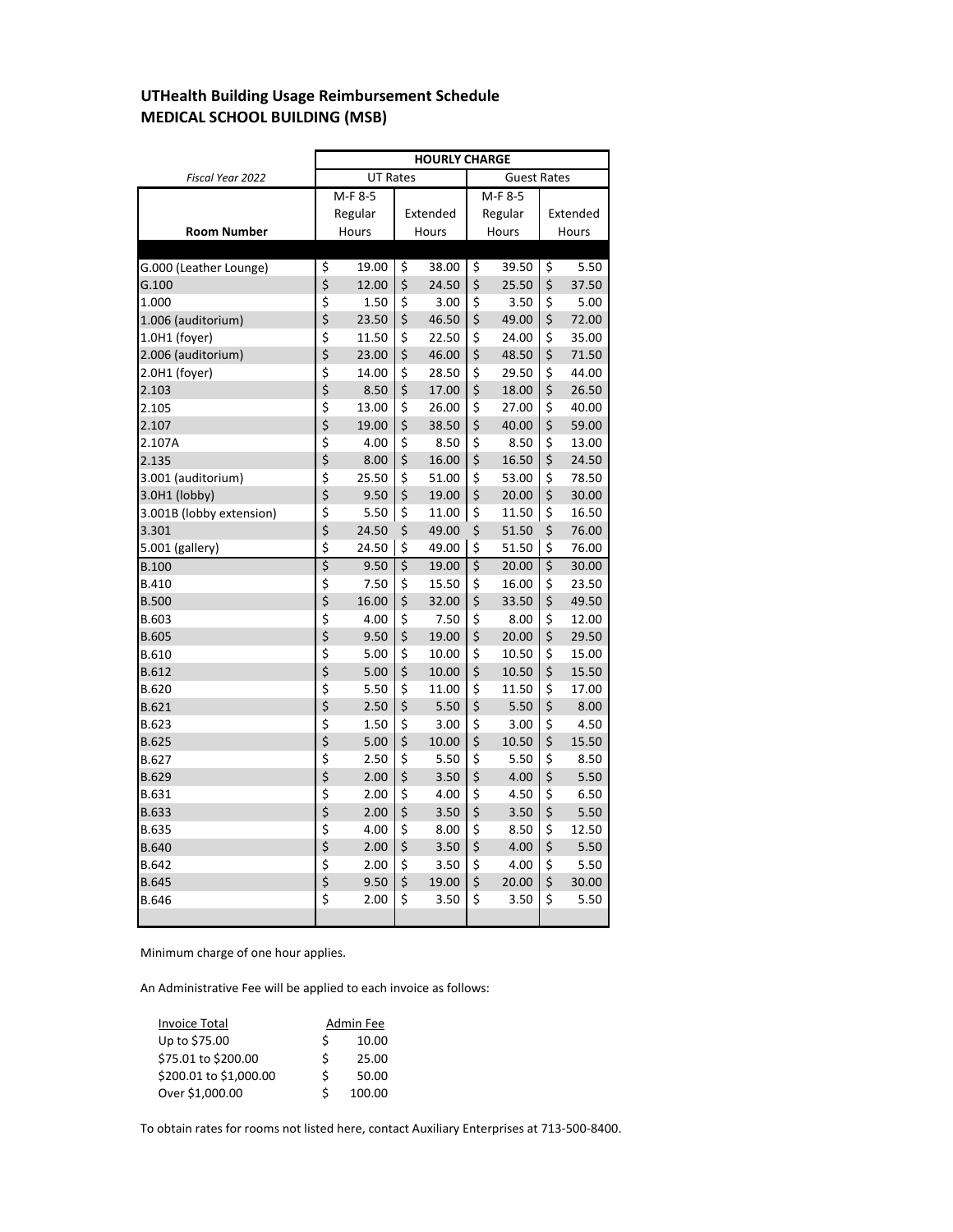**UTHealth Building Usage Reimbursement Schedule**
**MEDICAL SCHOOL BUILDING (MSB)**

| *Fiscal Year 2022* | HOURLY CHARGE | | | |
|---|---|---|---|---|
| | UT Rates | | Guest Rates | |
| Room Number | M-F 8-5 Regular Hours | Extended Hours | M-F 8-5 Regular Hours | Extended Hours |
| G.000 (Leather Lounge) | $ 19.00 | $ 38.00 | $ 39.50 | $ 5.50 |
| G.100 | $ 12.00 | $ 24.50 | $ 25.50 | $ 37.50 |
| 1.000 | $ 1.50 | $ 3.00 | $ 3.50 | $ 5.00 |
| 1.006 (auditorium) | $ 23.50 | $ 46.50 | $ 49.00 | $ 72.00 |
| 1.0H1 (foyer) | $ 11.50 | $ 22.50 | $ 24.00 | $ 35.00 |
| 2.006 (auditorium) | $ 23.00 | $ 46.00 | $ 48.50 | $ 71.50 |
| 2.0H1 (foyer) | $ 14.00 | $ 28.50 | $ 29.50 | $ 44.00 |
| 2.103 | $ 8.50 | $ 17.00 | $ 18.00 | $ 26.50 |
| 2.105 | $ 13.00 | $ 26.00 | $ 27.00 | $ 40.00 |
| 2.107 | $ 19.00 | $ 38.50 | $ 40.00 | $ 59.00 |
| 2.107A | $ 4.00 | $ 8.50 | $ 8.50 | $ 13.00 |
| 2.135 | $ 8.00 | $ 16.00 | $ 16.50 | $ 24.50 |
| 3.001 (auditorium) | $ 25.50 | $ 51.00 | $ 53.00 | $ 78.50 |
| 3.0H1 (lobby) | $ 9.50 | $ 19.00 | $ 20.00 | $ 30.00 |
| 3.001B (lobby extension) | $ 5.50 | $ 11.00 | $ 11.50 | $ 16.50 |
| 3.301 | $ 24.50 | $ 49.00 | $ 51.50 | $ 76.00 |
| 5.001 (gallery) | $ 24.50 | $ 49.00 | $ 51.50 | $ 76.00 |
| B.100 | $ 9.50 | $ 19.00 | $ 20.00 | $ 30.00 |
| B.410 | $ 7.50 | $ 15.50 | $ 16.00 | $ 23.50 |
| B.500 | $ 16.00 | $ 32.00 | $ 33.50 | $ 49.50 |
| B.603 | $ 4.00 | $ 7.50 | $ 8.00 | $ 12.00 |
| B.605 | $ 9.50 | $ 19.00 | $ 20.00 | $ 29.50 |
| B.610 | $ 5.00 | $ 10.00 | $ 10.50 | $ 15.00 |
| B.612 | $ 5.00 | $ 10.00 | $ 10.50 | $ 15.50 |
| B.620 | $ 5.50 | $ 11.00 | $ 11.50 | $ 17.00 |
| B.621 | $ 2.50 | $ 5.50 | $ 5.50 | $ 8.00 |
| B.623 | $ 1.50 | $ 3.00 | $ 3.00 | $ 4.50 |
| B.625 | $ 5.00 | $ 10.00 | $ 10.50 | $ 15.50 |
| B.627 | $ 2.50 | $ 5.50 | $ 5.50 | $ 8.50 |
| B.629 | $ 2.00 | $ 3.50 | $ 4.00 | $ 5.50 |
| B.631 | $ 2.00 | $ 4.00 | $ 4.50 | $ 6.50 |
| B.633 | $ 2.00 | $ 3.50 | $ 3.50 | $ 5.50 |
| B.635 | $ 4.00 | $ 8.00 | $ 8.50 | $ 12.50 |
| B.640 | $ 2.00 | $ 3.50 | $ 4.00 | $ 5.50 |
| B.642 | $ 2.00 | $ 3.50 | $ 4.00 | $ 5.50 |
| B.645 | $ 9.50 | $ 19.00 | $ 20.00 | $ 30.00 |
| B.646 | $ 2.00 | $ 3.50 | $ 3.50 | $ 5.50 |

Minimum charge of one hour applies.

An Administrative Fee will be applied to each invoice as follows:

| Invoice Total | Admin Fee |
|---|---|
| Up to $75.00 | $ 10.00 |
| $75.01 to $200.00 | $ 25.00 |
| $200.01 to $1,000.00 | $ 50.00 |
| Over $1,000.00 | $ 100.00 |

To obtain rates for rooms not listed here, contact Auxiliary Enterprises at 713-500-8400.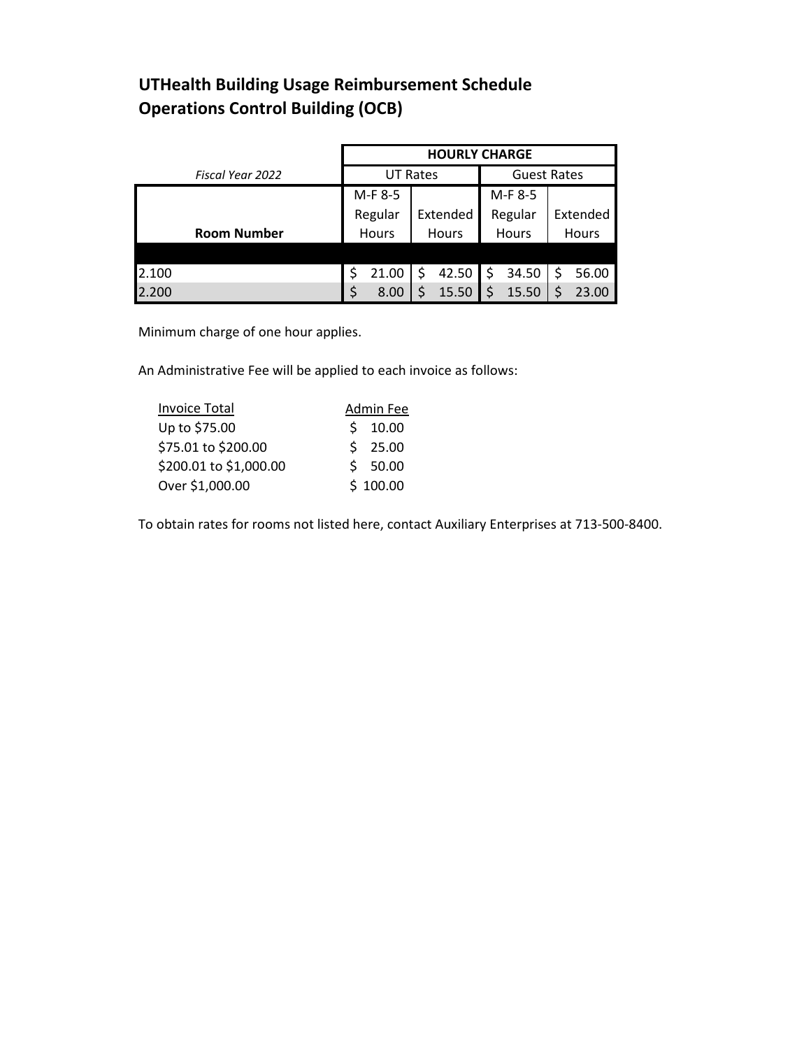## UTHealth Building Usage Reimbursement Schedule
## Operations Control Building (OCB)

| *Fiscal Year 2022* | HOURLY CHARGE | | | |
|---|---|---|---|---|
| | UT Rates | | Guest Rates | |
| **Room Number** | M-F 8-5 Regular Hours | Extended Hours | M-F 8-5 Regular Hours | Extended Hours |
| 2.100 | $ 21.00 | $ 42.50 | $ 34.50 | $ 56.00 |
| 2.200 | $ 8.00 | $ 15.50 | $ 15.50 | $ 23.00 |

Minimum charge of one hour applies.

An Administrative Fee will be applied to each invoice as follows:

| Invoice Total | Admin Fee |
|---|---|
| Up to $75.00 | $ 10.00 |
| $75.01 to $200.00 | $ 25.00 |
| $200.01 to $1,000.00 | $ 50.00 |
| Over $1,000.00 | $ 100.00 |

To obtain rates for rooms not listed here, contact Auxiliary Enterprises at 713-500-8400.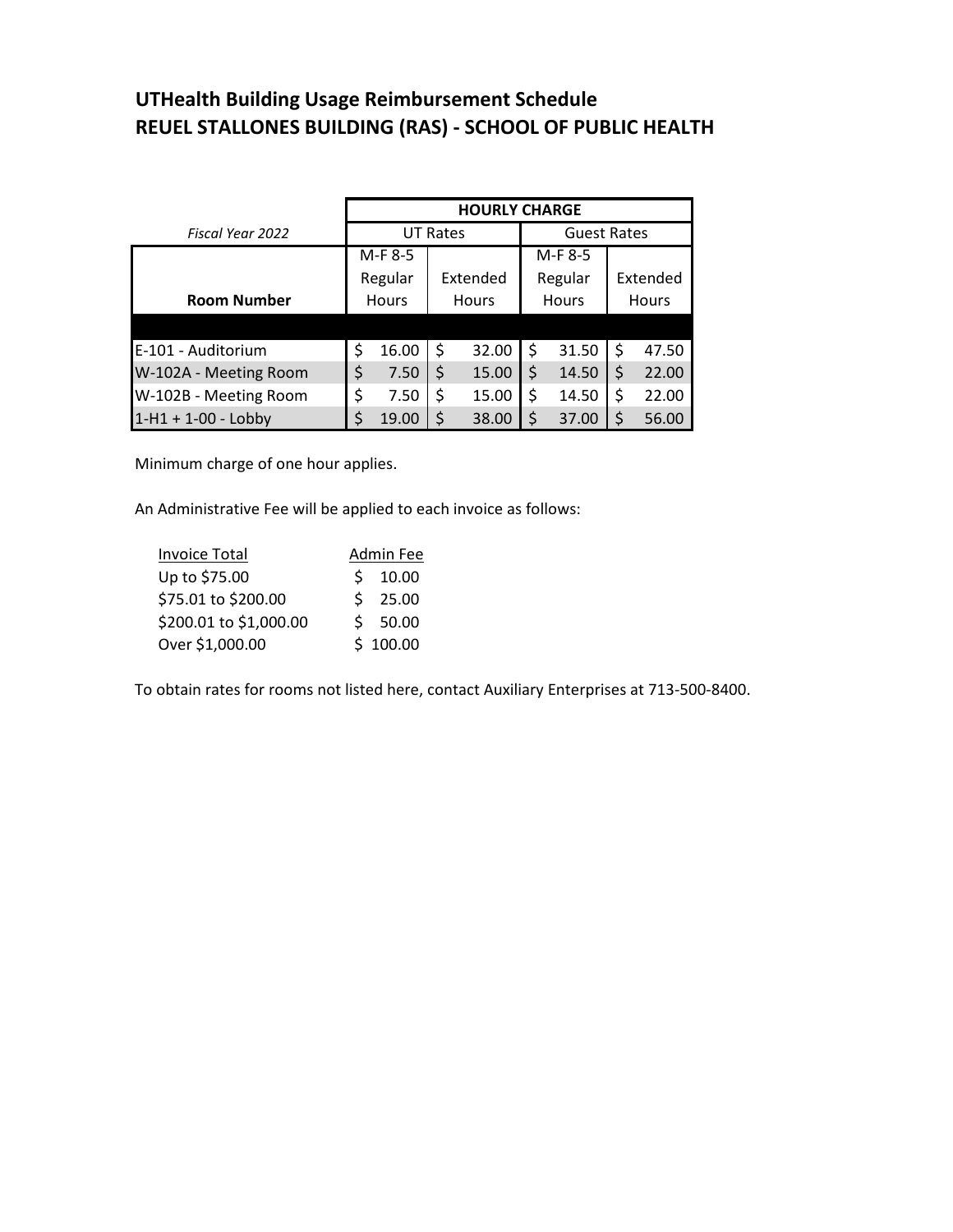## UTHealth Building Usage Reimbursement Schedule
## REUEL STALLONES BUILDING (RAS) - SCHOOL OF PUBLIC HEALTH

| | HOURLY CHARGE | | | |
|---|---|---|---|---|
| *Fiscal Year 2022* | UT Rates | | Guest Rates | |
| **Room Number** | M-F 8-5 Regular Hours | Extended Hours | M-F 8-5 Regular Hours | Extended Hours |
| E-101 - Auditorium | $ 16.00 | $ 32.00 | $ 31.50 | $ 47.50 |
| W-102A - Meeting Room | $ 7.50 | $ 15.00 | $ 14.50 | $ 22.00 |
| W-102B - Meeting Room | $ 7.50 | $ 15.00 | $ 14.50 | $ 22.00 |
| 1-H1 + 1-00 - Lobby | $ 19.00 | $ 38.00 | $ 37.00 | $ 56.00 |

Minimum charge of one hour applies.

An Administrative Fee will be applied to each invoice as follows:

| Invoice Total | Admin Fee |
|---|---|
| Up to $75.00 | $ 10.00 |
| $75.01 to $200.00 | $ 25.00 |
| $200.01 to $1,000.00 | $ 50.00 |
| Over $1,000.00 | $ 100.00 |

To obtain rates for rooms not listed here, contact Auxiliary Enterprises at 713-500-8400.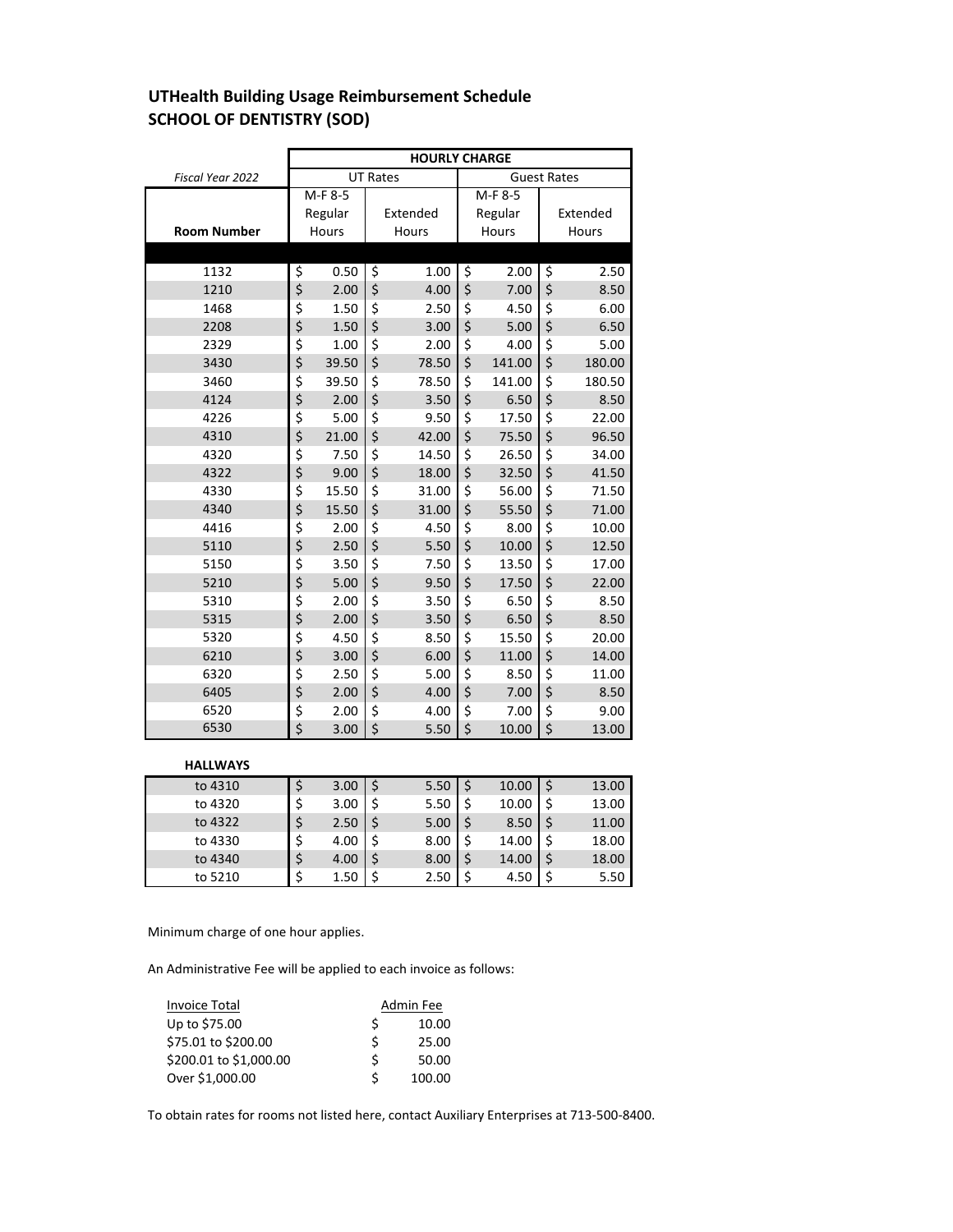## UTHealth Building Usage Reimbursement Schedule
## SCHOOL OF DENTISTRY (SOD)

| | HOURLY CHARGE | | | |
|---|---|---|---|---|
| *Fiscal Year 2022* | UT Rates | | Guest Rates | |
| **Room Number** | M-F 8-5 Regular Hours | Extended Hours | M-F 8-5 Regular Hours | Extended Hours |
| 1132 | $ 0.50 | $ 1.00 | $ 2.00 | $ 2.50 |
| 1210 | $ 2.00 | $ 4.00 | $ 7.00 | $ 8.50 |
| 1468 | $ 1.50 | $ 2.50 | $ 4.50 | $ 6.00 |
| 2208 | $ 1.50 | $ 3.00 | $ 5.00 | $ 6.50 |
| 2329 | $ 1.00 | $ 2.00 | $ 4.00 | $ 5.00 |
| 3430 | $ 39.50 | $ 78.50 | $ 141.00 | $ 180.00 |
| 3460 | $ 39.50 | $ 78.50 | $ 141.00 | $ 180.50 |
| 4124 | $ 2.00 | $ 3.50 | $ 6.50 | $ 8.50 |
| 4226 | $ 5.00 | $ 9.50 | $ 17.50 | $ 22.00 |
| 4310 | $ 21.00 | $ 42.00 | $ 75.50 | $ 96.50 |
| 4320 | $ 7.50 | $ 14.50 | $ 26.50 | $ 34.00 |
| 4322 | $ 9.00 | $ 18.00 | $ 32.50 | $ 41.50 |
| 4330 | $ 15.50 | $ 31.00 | $ 56.00 | $ 71.50 |
| 4340 | $ 15.50 | $ 31.00 | $ 55.50 | $ 71.00 |
| 4416 | $ 2.00 | $ 4.50 | $ 8.00 | $ 10.00 |
| 5110 | $ 2.50 | $ 5.50 | $ 10.00 | $ 12.50 |
| 5150 | $ 3.50 | $ 7.50 | $ 13.50 | $ 17.00 |
| 5210 | $ 5.00 | $ 9.50 | $ 17.50 | $ 22.00 |
| 5310 | $ 2.00 | $ 3.50 | $ 6.50 | $ 8.50 |
| 5315 | $ 2.00 | $ 3.50 | $ 6.50 | $ 8.50 |
| 5320 | $ 4.50 | $ 8.50 | $ 15.50 | $ 20.00 |
| 6210 | $ 3.00 | $ 6.00 | $ 11.00 | $ 14.00 |
| 6320 | $ 2.50 | $ 5.00 | $ 8.50 | $ 11.00 |
| 6405 | $ 2.00 | $ 4.00 | $ 7.00 | $ 8.50 |
| 6520 | $ 2.00 | $ 4.00 | $ 7.00 | $ 9.00 |
| 6530 | $ 3.00 | $ 5.50 | $ 10.00 | $ 13.00 |
| **HALLWAYS** | | | | |
| to 4310 | $ 3.00 | $ 5.50 | $ 10.00 | $ 13.00 |
| to 4320 | $ 3.00 | $ 5.50 | $ 10.00 | $ 13.00 |
| to 4322 | $ 2.50 | $ 5.00 | $ 8.50 | $ 11.00 |
| to 4330 | $ 4.00 | $ 8.00 | $ 14.00 | $ 18.00 |
| to 4340 | $ 4.00 | $ 8.00 | $ 14.00 | $ 18.00 |
| to 5210 | $ 1.50 | $ 2.50 | $ 4.50 | $ 5.50 |

Minimum charge of one hour applies.

An Administrative Fee will be applied to each invoice as follows:

| Invoice Total | Admin Fee |
|---|---|
| Up to $75.00 | $ 10.00 |
| $75.01 to $200.00 | $ 25.00 |
| $200.01 to $1,000.00 | $ 50.00 |
| Over $1,000.00 | $ 100.00 |

To obtain rates for rooms not listed here, contact Auxiliary Enterprises at 713-500-8400.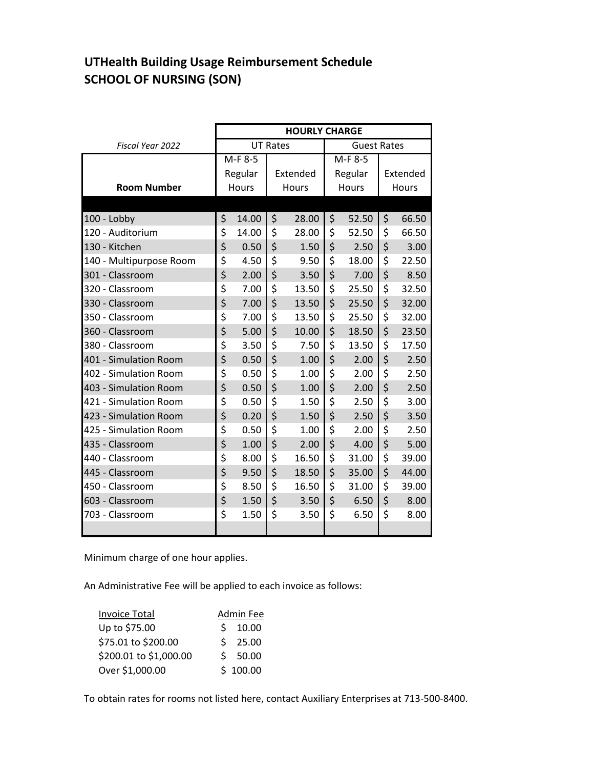# UTHealth Building Usage Reimbursement Schedule
# SCHOOL OF NURSING (SON)

| *Fiscal Year 2022* | HOURLY CHARGE | | | |
|---|---|---|---|---|
| | UT Rates | | Guest Rates | |
| Room Number | M-F 8-5 Regular Hours | Extended Hours | M-F 8-5 Regular Hours | Extended Hours |
| 100 - Lobby | $ 14.00 | $ 28.00 | $ 52.50 | $ 66.50 |
| 120 - Auditorium | $ 14.00 | $ 28.00 | $ 52.50 | $ 66.50 |
| 130 - Kitchen | $ 0.50 | $ 1.50 | $ 2.50 | $ 3.00 |
| 140 - Multipurpose Room | $ 4.50 | $ 9.50 | $ 18.00 | $ 22.50 |
| 301 - Classroom | $ 2.00 | $ 3.50 | $ 7.00 | $ 8.50 |
| 320 - Classroom | $ 7.00 | $ 13.50 | $ 25.50 | $ 32.50 |
| 330 - Classroom | $ 7.00 | $ 13.50 | $ 25.50 | $ 32.00 |
| 350 - Classroom | $ 7.00 | $ 13.50 | $ 25.50 | $ 32.00 |
| 360 - Classroom | $ 5.00 | $ 10.00 | $ 18.50 | $ 23.50 |
| 380 - Classroom | $ 3.50 | $ 7.50 | $ 13.50 | $ 17.50 |
| 401 - Simulation Room | $ 0.50 | $ 1.00 | $ 2.00 | $ 2.50 |
| 402 - Simulation Room | $ 0.50 | $ 1.00 | $ 2.00 | $ 2.50 |
| 403 - Simulation Room | $ 0.50 | $ 1.00 | $ 2.00 | $ 2.50 |
| 421 - Simulation Room | $ 0.50 | $ 1.50 | $ 2.50 | $ 3.00 |
| 423 - Simulation Room | $ 0.20 | $ 1.50 | $ 2.50 | $ 3.50 |
| 425 - Simulation Room | $ 0.50 | $ 1.00 | $ 2.00 | $ 2.50 |
| 435 - Classroom | $ 1.00 | $ 2.00 | $ 4.00 | $ 5.00 |
| 440 - Classroom | $ 8.00 | $ 16.50 | $ 31.00 | $ 39.00 |
| 445 - Classroom | $ 9.50 | $ 18.50 | $ 35.00 | $ 44.00 |
| 450 - Classroom | $ 8.50 | $ 16.50 | $ 31.00 | $ 39.00 |
| 603 - Classroom | $ 1.50 | $ 3.50 | $ 6.50 | $ 8.00 |
| 703 - Classroom | $ 1.50 | $ 3.50 | $ 6.50 | $ 8.00 |

Minimum charge of one hour applies.

An Administrative Fee will be applied to each invoice as follows:

| Invoice Total | Admin Fee |
|---|---|
| Up to $75.00 | $ 10.00 |
| $75.01 to $200.00 | $ 25.00 |
| $200.01 to $1,000.00 | $ 50.00 |
| Over $1,000.00 | $ 100.00 |

To obtain rates for rooms not listed here, contact Auxiliary Enterprises at 713-500-8400.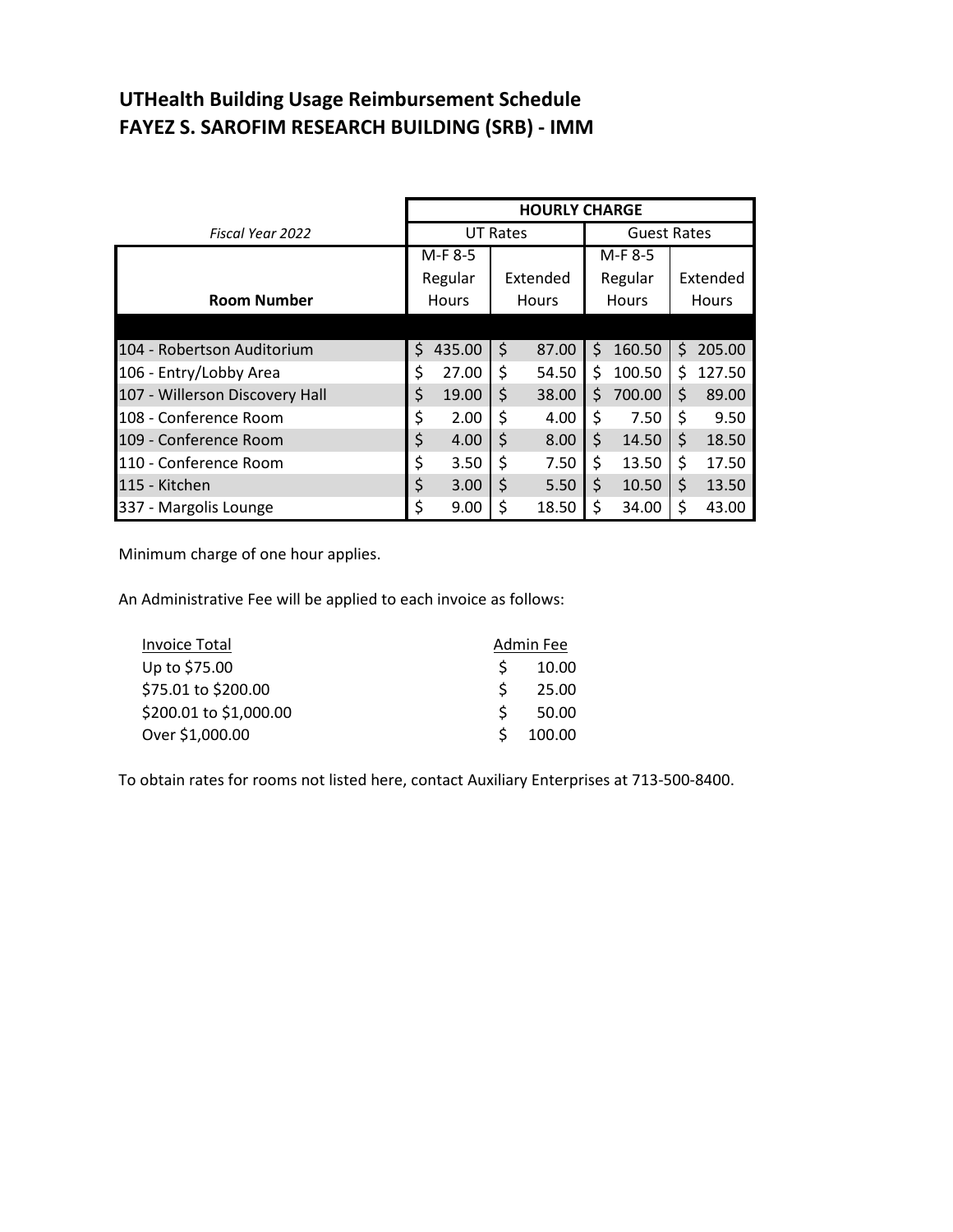# UTHealth Building Usage Reimbursement Schedule
# FAYEZ S. SAROFIM RESEARCH BUILDING (SRB) - IMM

| *Fiscal Year 2022* | HOURLY CHARGE | | | |
|---|---|---|---|---|
| | UT Rates | | Guest Rates | |
| **Room Number** | M-F 8-5 Regular Hours | Extended Hours | M-F 8-5 Regular Hours | Extended Hours |
| 104 - Robertson Auditorium | $ 435.00 | $ 87.00 | $ 160.50 | $ 205.00 |
| 106 - Entry/Lobby Area | $ 27.00 | $ 54.50 | $ 100.50 | $ 127.50 |
| 107 - Willerson Discovery Hall | $ 19.00 | $ 38.00 | $ 700.00 | $ 89.00 |
| 108 - Conference Room | $ 2.00 | $ 4.00 | $ 7.50 | $ 9.50 |
| 109 - Conference Room | $ 4.00 | $ 8.00 | $ 14.50 | $ 18.50 |
| 110 - Conference Room | $ 3.50 | $ 7.50 | $ 13.50 | $ 17.50 |
| 115 - Kitchen | $ 3.00 | $ 5.50 | $ 10.50 | $ 13.50 |
| 337 - Margolis Lounge | $ 9.00 | $ 18.50 | $ 34.00 | $ 43.00 |

Minimum charge of one hour applies.

An Administrative Fee will be applied to each invoice as follows:

| Invoice Total | Admin Fee |
|---|---|
| Up to $75.00 | $ 10.00 |
| $75.01 to $200.00 | $ 25.00 |
| $200.01 to $1,000.00 | $ 50.00 |
| Over $1,000.00 | $ 100.00 |

To obtain rates for rooms not listed here, contact Auxiliary Enterprises at 713-500-8400.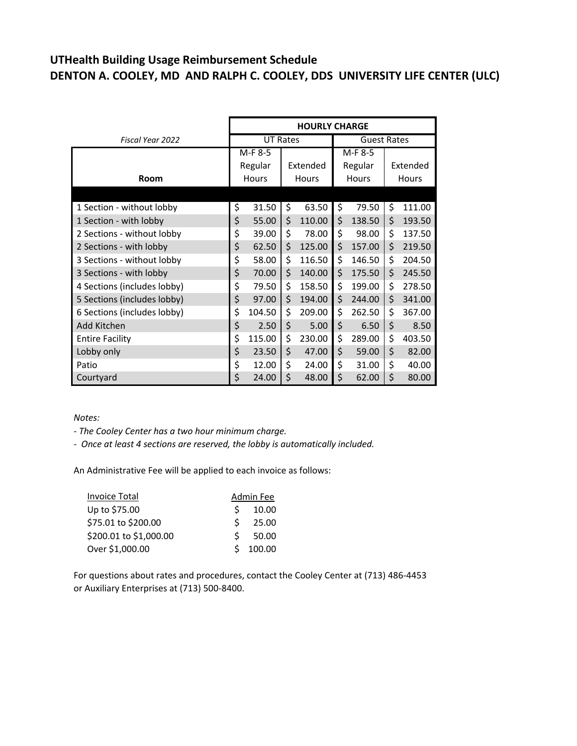## UTHealth Building Usage Reimbursement Schedule
## DENTON A. COOLEY, MD AND RALPH C. COOLEY, DDS UNIVERSITY LIFE CENTER (ULC)

| | HOURLY CHARGE | | | |
|---|---|---|---|---|
| *Fiscal Year 2022* | UT Rates | | Guest Rates | |
| **Room** | M-F 8-5 Regular Hours | Extended Hours | M-F 8-5 Regular Hours | Extended Hours |
| 1 Section - without lobby | $ 31.50 | $ 63.50 | $ 79.50 | $ 111.00 |
| 1 Section - with lobby | $ 55.00 | $ 110.00 | $ 138.50 | $ 193.50 |
| 2 Sections - without lobby | $ 39.00 | $ 78.00 | $ 98.00 | $ 137.50 |
| 2 Sections - with lobby | $ 62.50 | $ 125.00 | $ 157.00 | $ 219.50 |
| 3 Sections - without lobby | $ 58.00 | $ 116.50 | $ 146.50 | $ 204.50 |
| 3 Sections - with lobby | $ 70.00 | $ 140.00 | $ 175.50 | $ 245.50 |
| 4 Sections (includes lobby) | $ 79.50 | $ 158.50 | $ 199.00 | $ 278.50 |
| 5 Sections (includes lobby) | $ 97.00 | $ 194.00 | $ 244.00 | $ 341.00 |
| 6 Sections (includes lobby) | $ 104.50 | $ 209.00 | $ 262.50 | $ 367.00 |
| Add Kitchen | $ 2.50 | $ 5.00 | $ 6.50 | $ 8.50 |
| Entire Facility | $ 115.00 | $ 230.00 | $ 289.00 | $ 403.50 |
| Lobby only | $ 23.50 | $ 47.00 | $ 59.00 | $ 82.00 |
| Patio | $ 12.00 | $ 24.00 | $ 31.00 | $ 40.00 |
| Courtyard | $ 24.00 | $ 48.00 | $ 62.00 | $ 80.00 |

*Notes:*

*- The Cooley Center has a two hour minimum charge.*

*- Once at least 4 sections are reserved, the lobby is automatically included.*

An Administrative Fee will be applied to each invoice as follows:

| Invoice Total | Admin Fee |
|---|---|
| Up to $75.00 | $ 10.00 |
| $75.01 to $200.00 | $ 25.00 |
| $200.01 to $1,000.00 | $ 50.00 |
| Over $1,000.00 | $ 100.00 |

For questions about rates and procedures, contact the Cooley Center at (713) 486-4453 or Auxiliary Enterprises at (713) 500-8400.